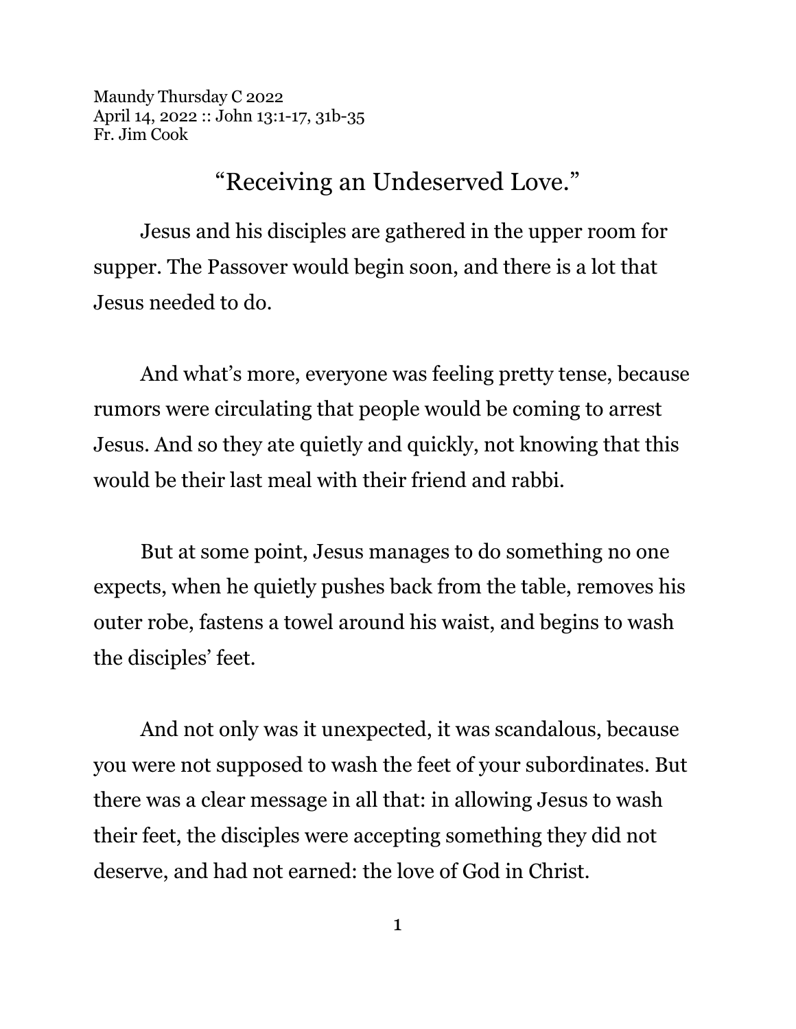Maundy Thursday C 2022
April 14, 2022 :: John 13:1-17, 31b-35
Fr. Jim Cook

# "Receiving an Undeserved Love."

Jesus and his disciples are gathered in the upper room for supper. The Passover would begin soon, and there is a lot that Jesus needed to do.

And what's more, everyone was feeling pretty tense, because rumors were circulating that people would be coming to arrest Jesus. And so they ate quietly and quickly, not knowing that this would be their last meal with their friend and rabbi.

But at some point, Jesus manages to do something no one expects, when he quietly pushes back from the table, removes his outer robe, fastens a towel around his waist, and begins to wash the disciples' feet.

And not only was it unexpected, it was scandalous, because you were not supposed to wash the feet of your subordinates. But there was a clear message in all that: in allowing Jesus to wash their feet, the disciples were accepting something they did not deserve, and had not earned: the love of God in Christ.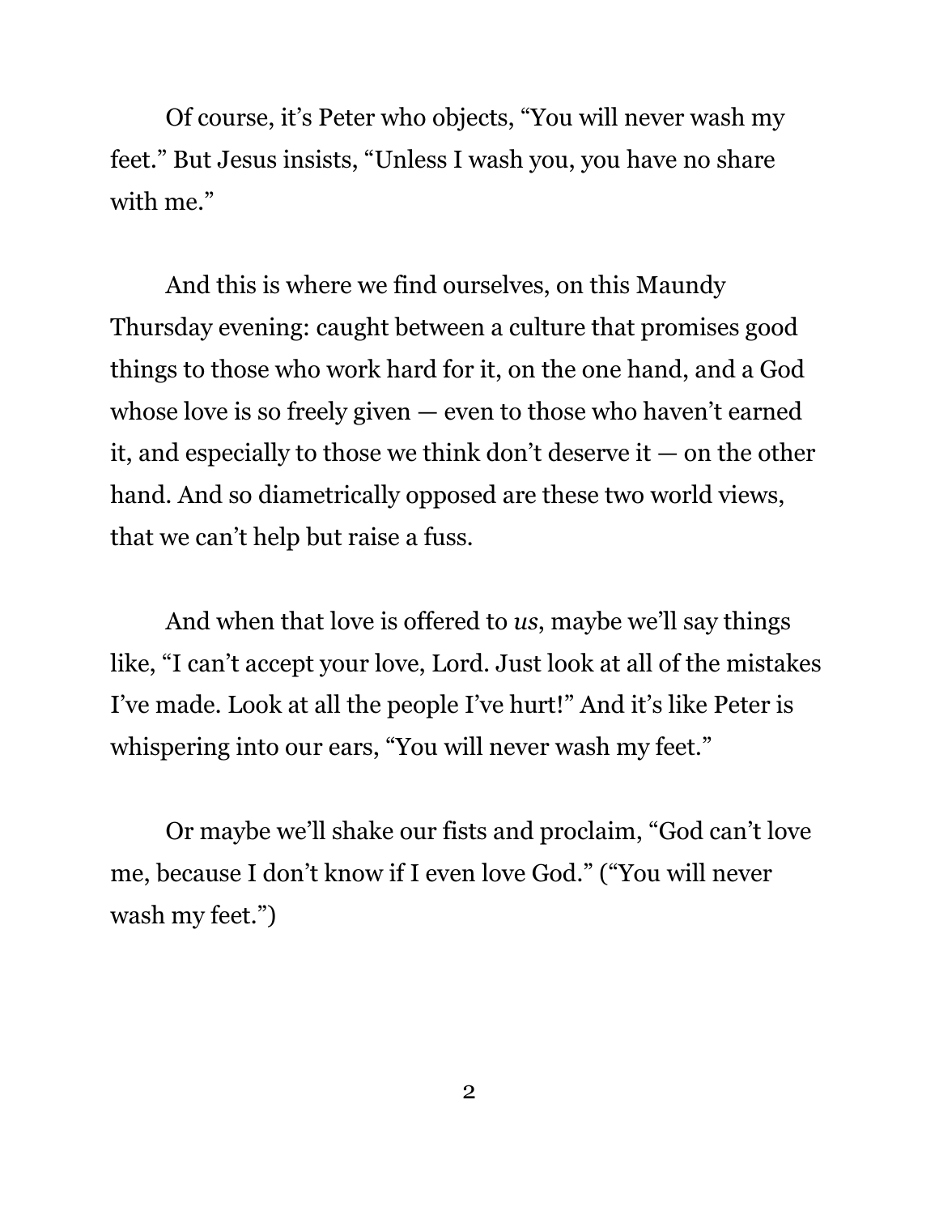Of course, it's Peter who objects, "You will never wash my feet." But Jesus insists, "Unless I wash you, you have no share with me."

And this is where we find ourselves, on this Maundy Thursday evening: caught between a culture that promises good things to those who work hard for it, on the one hand, and a God whose love is so freely given — even to those who haven't earned it, and especially to those we think don't deserve it — on the other hand. And so diametrically opposed are these two world views, that we can't help but raise a fuss.

And when that love is offered to *us*, maybe we'll say things like, "I can't accept your love, Lord. Just look at all of the mistakes I've made. Look at all the people I've hurt!" And it's like Peter is whispering into our ears, "You will never wash my feet."

Or maybe we'll shake our fists and proclaim, "God can't love me, because I don't know if I even love God." ("You will never wash my feet.")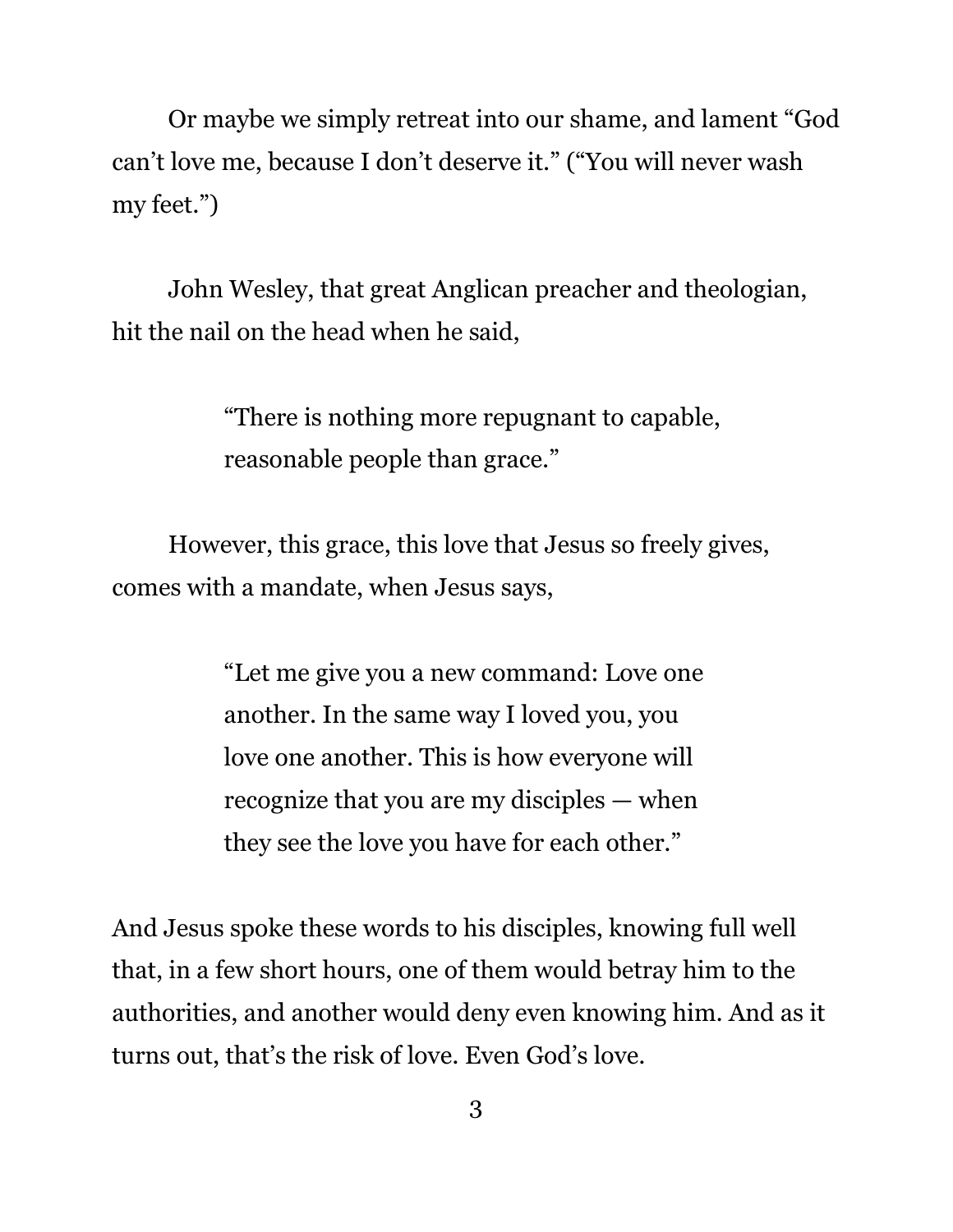Or maybe we simply retreat into our shame, and lament "God can't love me, because I don't deserve it." ("You will never wash my feet.")

John Wesley, that great Anglican preacher and theologian, hit the nail on the head when he said,

> "There is nothing more repugnant to capable, reasonable people than grace."

However, this grace, this love that Jesus so freely gives, comes with a mandate, when Jesus says,

> "Let me give you a new command: Love one another. In the same way I loved you, you love one another. This is how everyone will recognize that you are my disciples — when they see the love you have for each other."

And Jesus spoke these words to his disciples, knowing full well that, in a few short hours, one of them would betray him to the authorities, and another would deny even knowing him. And as it turns out, that's the risk of love. Even God's love.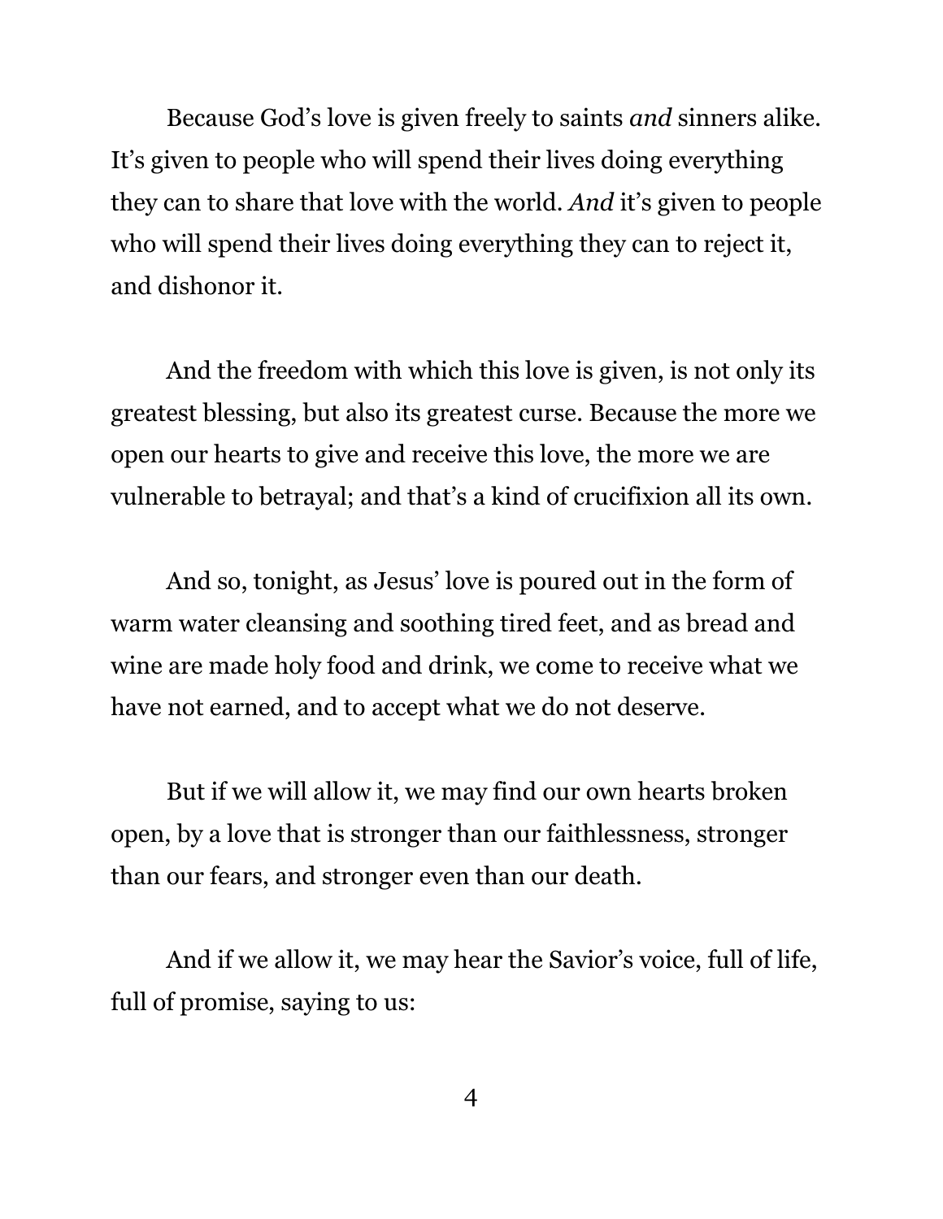Because God's love is given freely to saints *and* sinners alike. It's given to people who will spend their lives doing everything they can to share that love with the world. *And* it's given to people who will spend their lives doing everything they can to reject it, and dishonor it.

And the freedom with which this love is given, is not only its greatest blessing, but also its greatest curse. Because the more we open our hearts to give and receive this love, the more we are vulnerable to betrayal; and that's a kind of crucifixion all its own.

And so, tonight, as Jesus' love is poured out in the form of warm water cleansing and soothing tired feet, and as bread and wine are made holy food and drink, we come to receive what we have not earned, and to accept what we do not deserve.

But if we will allow it, we may find our own hearts broken open, by a love that is stronger than our faithlessness, stronger than our fears, and stronger even than our death.

And if we allow it, we may hear the Savior's voice, full of life, full of promise, saying to us: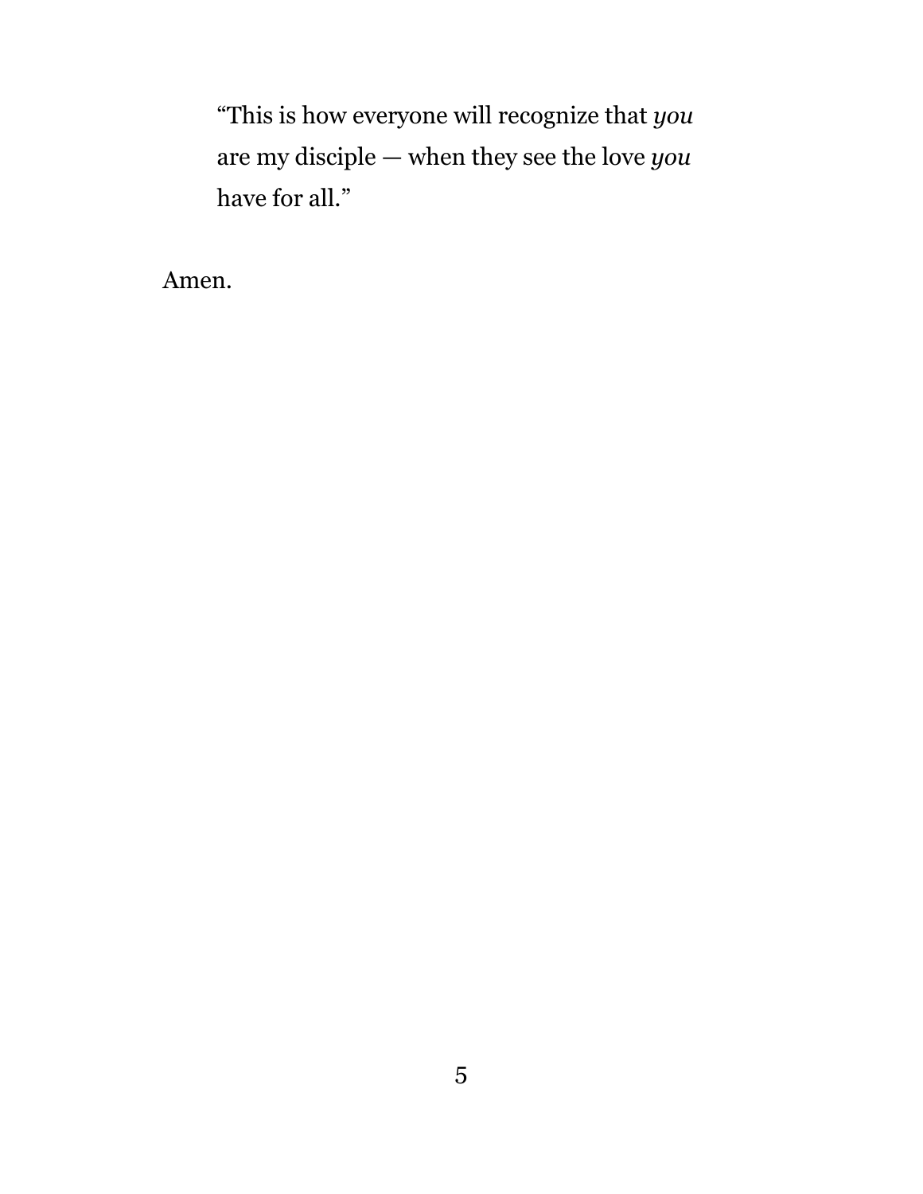> “This is how everyone will recognize that *you* are my disciple — when they see the love *you* have for all.”

Amen.